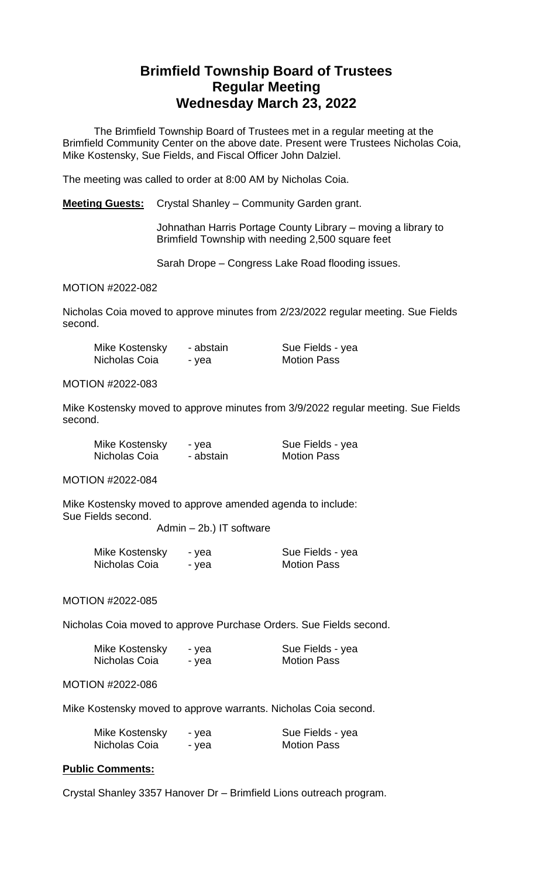# Brimfield Township Board of Trustees
# Regular Meeting
# Wednesday March 23, 2022

The Brimfield Township Board of Trustees met in a regular meeting at the Brimfield Community Center on the above date. Present were Trustees Nicholas Coia, Mike Kostensky, Sue Fields, and Fiscal Officer John Dalziel.

The meeting was called to order at 8:00 AM by Nicholas Coia.

**Meeting Guests:** Crystal Shanley – Community Garden grant.

Johnathan Harris Portage County Library – moving a library to Brimfield Township with needing 2,500 square feet

Sarah Drope – Congress Lake Road flooding issues.

MOTION #2022-082

Nicholas Coia moved to approve minutes from 2/23/2022 regular meeting. Sue Fields second.

| | | |
|---|---|---|
| Mike Kostensky | - abstain | Sue Fields - yea |
| Nicholas Coia | - yea | Motion Pass |

MOTION #2022-083

Mike Kostensky moved to approve minutes from 3/9/2022 regular meeting. Sue Fields second.

| | | |
|---|---|---|
| Mike Kostensky | - yea | Sue Fields - yea |
| Nicholas Coia | - abstain | Motion Pass |

MOTION #2022-084

Mike Kostensky moved to approve amended agenda to include:
Sue Fields second.

Admin – 2b.) IT software

| | | |
|---|---|---|
| Mike Kostensky | - yea | Sue Fields - yea |
| Nicholas Coia | - yea | Motion Pass |

MOTION #2022-085

Nicholas Coia moved to approve Purchase Orders. Sue Fields second.

| | | |
|---|---|---|
| Mike Kostensky | - yea | Sue Fields - yea |
| Nicholas Coia | - yea | Motion Pass |

MOTION #2022-086

Mike Kostensky moved to approve warrants. Nicholas Coia second.

| | | |
|---|---|---|
| Mike Kostensky | - yea | Sue Fields - yea |
| Nicholas Coia | - yea | Motion Pass |

**Public Comments:**

Crystal Shanley 3357 Hanover Dr – Brimfield Lions outreach program.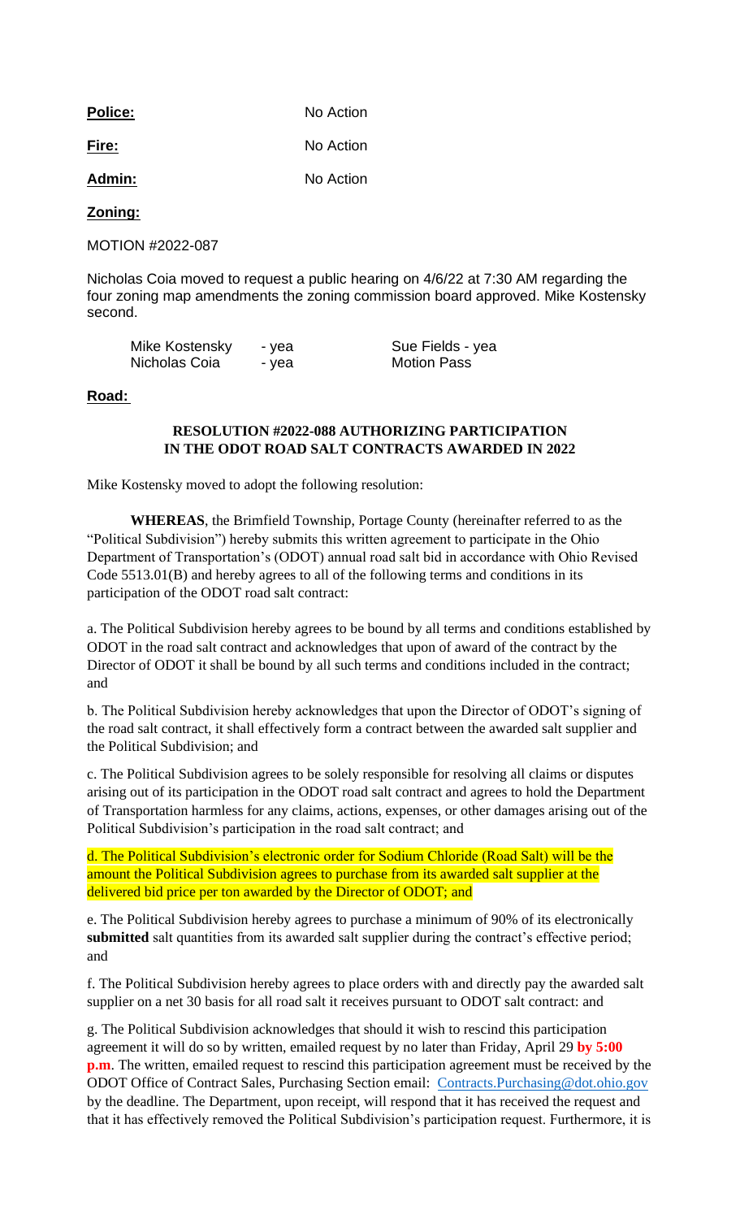**Police:** No Action

**Fire:** No Action

**Admin:** No Action

**Zoning:**

MOTION #2022-087

Nicholas Coia moved to request a public hearing on 4/6/22 at 7:30 AM regarding the four zoning map amendments the zoning commission board approved. Mike Kostensky second.

| | | |
|---|---|---|
| Mike Kostensky | - yea | Sue Fields - yea |
| Nicholas Coia | - yea | Motion Pass |

**Road:**

**RESOLUTION #2022-088 AUTHORIZING PARTICIPATION IN THE ODOT ROAD SALT CONTRACTS AWARDED IN 2022**

Mike Kostensky moved to adopt the following resolution:

**WHEREAS**, the Brimfield Township, Portage County (hereinafter referred to as the "Political Subdivision") hereby submits this written agreement to participate in the Ohio Department of Transportation's (ODOT) annual road salt bid in accordance with Ohio Revised Code 5513.01(B) and hereby agrees to all of the following terms and conditions in its participation of the ODOT road salt contract:

a. The Political Subdivision hereby agrees to be bound by all terms and conditions established by ODOT in the road salt contract and acknowledges that upon of award of the contract by the Director of ODOT it shall be bound by all such terms and conditions included in the contract; and

b. The Political Subdivision hereby acknowledges that upon the Director of ODOT's signing of the road salt contract, it shall effectively form a contract between the awarded salt supplier and the Political Subdivision; and

c. The Political Subdivision agrees to be solely responsible for resolving all claims or disputes arising out of its participation in the ODOT road salt contract and agrees to hold the Department of Transportation harmless for any claims, actions, expenses, or other damages arising out of the Political Subdivision's participation in the road salt contract; and

d. The Political Subdivision's electronic order for Sodium Chloride (Road Salt) will be the amount the Political Subdivision agrees to purchase from its awarded salt supplier at the delivered bid price per ton awarded by the Director of ODOT; and

e. The Political Subdivision hereby agrees to purchase a minimum of 90% of its electronically **submitted** salt quantities from its awarded salt supplier during the contract's effective period; and

f. The Political Subdivision hereby agrees to place orders with and directly pay the awarded salt supplier on a net 30 basis for all road salt it receives pursuant to ODOT salt contract: and

g. The Political Subdivision acknowledges that should it wish to rescind this participation agreement it will do so by written, emailed request by no later than Friday, April 29 **by 5:00 p.m**. The written, emailed request to rescind this participation agreement must be received by the ODOT Office of Contract Sales, Purchasing Section email: Contracts.Purchasing@dot.ohio.gov by the deadline. The Department, upon receipt, will respond that it has received the request and that it has effectively removed the Political Subdivision's participation request. Furthermore, it is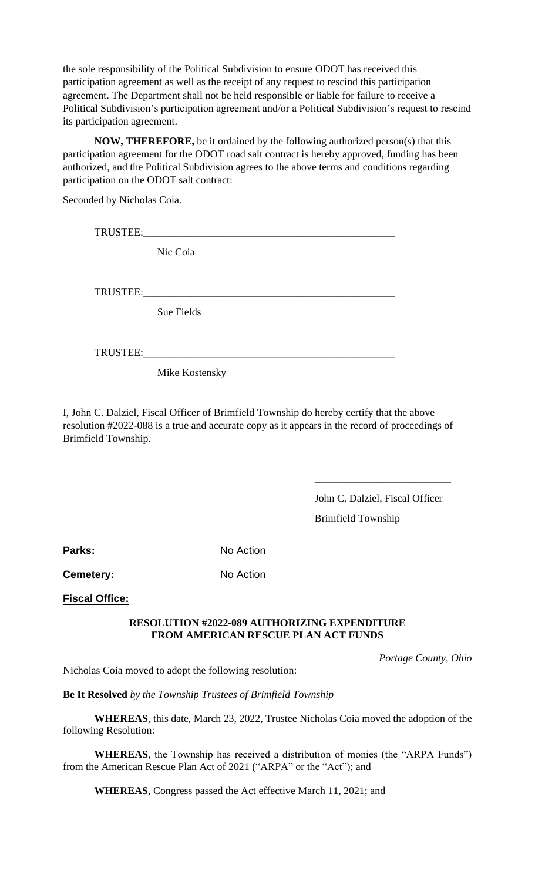the sole responsibility of the Political Subdivision to ensure ODOT has received this participation agreement as well as the receipt of any request to rescind this participation agreement. The Department shall not be held responsible or liable for failure to receive a Political Subdivision's participation agreement and/or a Political Subdivision's request to rescind its participation agreement.

**NOW, THEREFORE,** be it ordained by the following authorized person(s) that this participation agreement for the ODOT road salt contract is hereby approved, funding has been authorized, and the Political Subdivision agrees to the above terms and conditions regarding participation on the ODOT salt contract:

Seconded by Nicholas Coia.

TRUSTEE:_________________________________________________

Nic Coia

TRUSTEE:_________________________________________________

Sue Fields

TRUSTEE:_________________________________________________

Mike Kostensky

I, John C. Dalziel, Fiscal Officer of Brimfield Township do hereby certify that the above resolution #2022-088 is a true and accurate copy as it appears in the record of proceedings of Brimfield Township.

_________________________

John C. Dalziel, Fiscal Officer

Brimfield Township

**Parks:** No Action

**Cemetery:** No Action

**Fiscal Office:**

**RESOLUTION #2022-089 AUTHORIZING EXPENDITURE FROM AMERICAN RESCUE PLAN ACT FUNDS**

*Portage County, Ohio*

Nicholas Coia moved to adopt the following resolution:

**Be It Resolved** *by the Township Trustees of Brimfield Township*

**WHEREAS**, this date, March 23, 2022, Trustee Nicholas Coia moved the adoption of the following Resolution:

**WHEREAS**, the Township has received a distribution of monies (the "ARPA Funds") from the American Rescue Plan Act of 2021 ("ARPA" or the "Act"); and

**WHEREAS**, Congress passed the Act effective March 11, 2021; and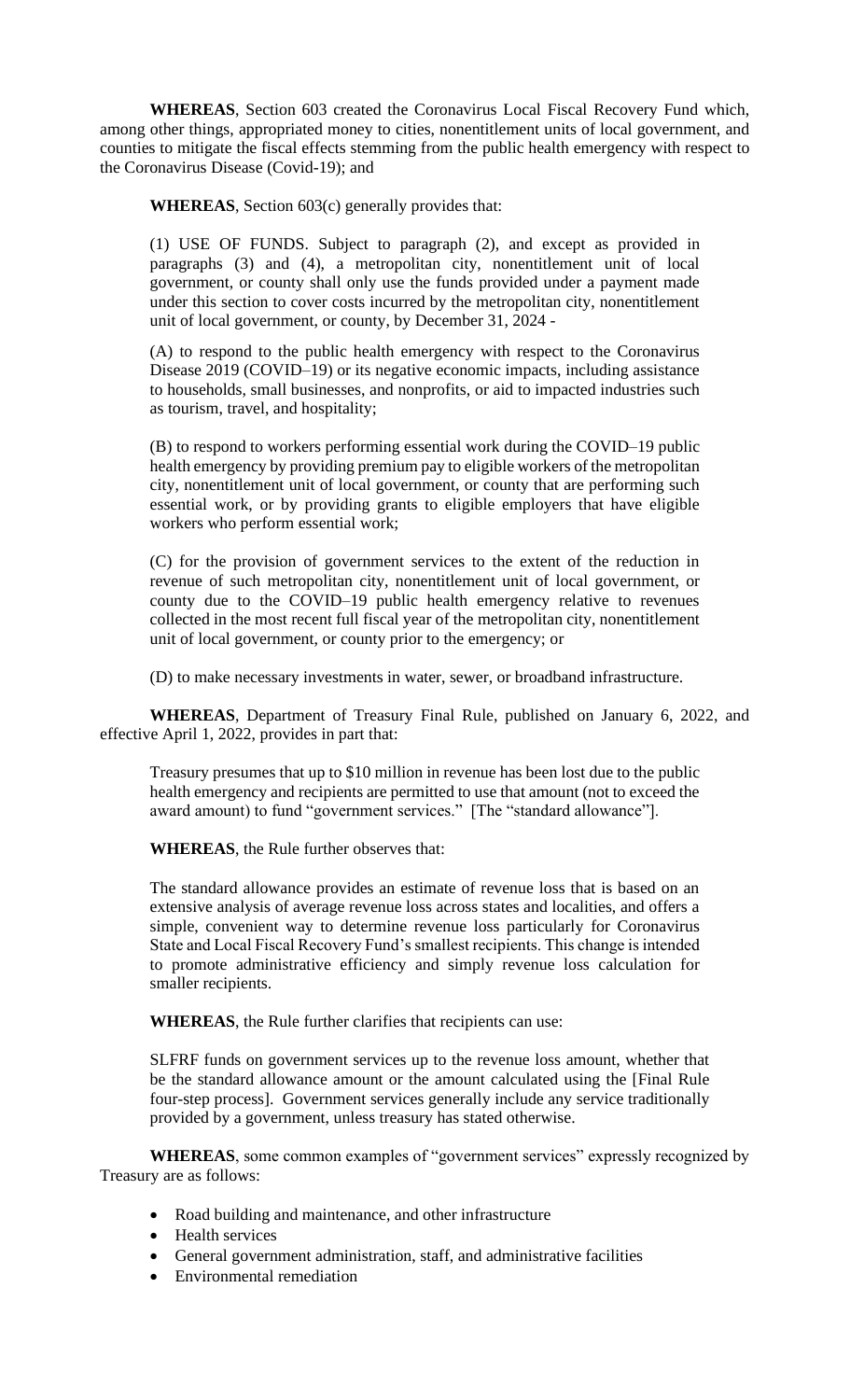**WHEREAS**, Section 603 created the Coronavirus Local Fiscal Recovery Fund which, among other things, appropriated money to cities, nonentitlement units of local government, and counties to mitigate the fiscal effects stemming from the public health emergency with respect to the Coronavirus Disease (Covid-19); and

**WHEREAS**, Section 603(c) generally provides that:

> (1) USE OF FUNDS. Subject to paragraph (2), and except as provided in paragraphs (3) and (4), a metropolitan city, nonentitlement unit of local government, or county shall only use the funds provided under a payment made under this section to cover costs incurred by the metropolitan city, nonentitlement unit of local government, or county, by December 31, 2024 -
>
> (A) to respond to the public health emergency with respect to the Coronavirus Disease 2019 (COVID–19) or its negative economic impacts, including assistance to households, small businesses, and nonprofits, or aid to impacted industries such as tourism, travel, and hospitality;
>
> (B) to respond to workers performing essential work during the COVID–19 public health emergency by providing premium pay to eligible workers of the metropolitan city, nonentitlement unit of local government, or county that are performing such essential work, or by providing grants to eligible employers that have eligible workers who perform essential work;
>
> (C) for the provision of government services to the extent of the reduction in revenue of such metropolitan city, nonentitlement unit of local government, or county due to the COVID–19 public health emergency relative to revenues collected in the most recent full fiscal year of the metropolitan city, nonentitlement unit of local government, or county prior to the emergency; or
>
> (D) to make necessary investments in water, sewer, or broadband infrastructure.

**WHEREAS**, Department of Treasury Final Rule, published on January 6, 2022, and effective April 1, 2022, provides in part that:

> Treasury presumes that up to $10 million in revenue has been lost due to the public health emergency and recipients are permitted to use that amount (not to exceed the award amount) to fund "government services." [The "standard allowance"].

**WHEREAS**, the Rule further observes that:

> The standard allowance provides an estimate of revenue loss that is based on an extensive analysis of average revenue loss across states and localities, and offers a simple, convenient way to determine revenue loss particularly for Coronavirus State and Local Fiscal Recovery Fund's smallest recipients. This change is intended to promote administrative efficiency and simply revenue loss calculation for smaller recipients.

**WHEREAS**, the Rule further clarifies that recipients can use:

> SLFRF funds on government services up to the revenue loss amount, whether that be the standard allowance amount or the amount calculated using the [Final Rule four-step process]. Government services generally include any service traditionally provided by a government, unless treasury has stated otherwise.

**WHEREAS**, some common examples of "government services" expressly recognized by Treasury are as follows:

- Road building and maintenance, and other infrastructure
- Health services
- General government administration, staff, and administrative facilities
- Environmental remediation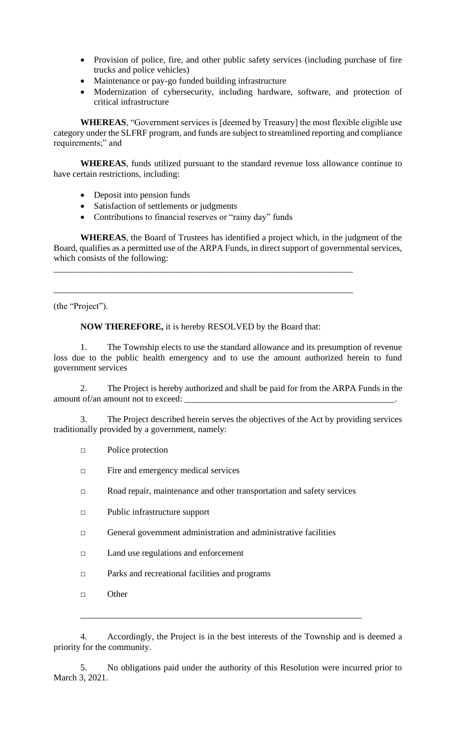- Provision of police, fire, and other public safety services (including purchase of fire trucks and police vehicles)
- Maintenance or pay-go funded building infrastructure
- Modernization of cybersecurity, including hardware, software, and protection of critical infrastructure

**WHEREAS**, "Government services is [deemed by Treasury] the most flexible eligible use category under the SLFRF program, and funds are subject to streamlined reporting and compliance requirements;" and

**WHEREAS**, funds utilized pursuant to the standard revenue loss allowance continue to have certain restrictions, including:

- Deposit into pension funds
- Satisfaction of settlements or judgments
- Contributions to financial reserves or "rainy day" funds

**WHEREAS**, the Board of Trustees has identified a project which, in the judgment of the Board, qualifies as a permitted use of the ARPA Funds, in direct support of governmental services, which consists of the following:

_____________________________________________________________________

_____________________________________________________________________

(the "Project").

**NOW THEREFORE,** it is hereby RESOLVED by the Board that:

1. The Township elects to use the standard allowance and its presumption of revenue loss due to the public health emergency and to use the amount authorized herein to fund government services

2. The Project is hereby authorized and shall be paid for from the ARPA Funds in the amount of/an amount not to exceed: _________________________________________________.

3. The Project described herein serves the objectives of the Act by providing services traditionally provided by a government, namely:

□ Police protection

□ Fire and emergency medical services

□ Road repair, maintenance and other transportation and safety services

□ Public infrastructure support

□ General government administration and administrative facilities

□ Land use regulations and enforcement

□ Parks and recreational facilities and programs

□ Other

_________________________________________________________________

4. Accordingly, the Project is in the best interests of the Township and is deemed a priority for the community.

5. No obligations paid under the authority of this Resolution were incurred prior to March 3, 2021.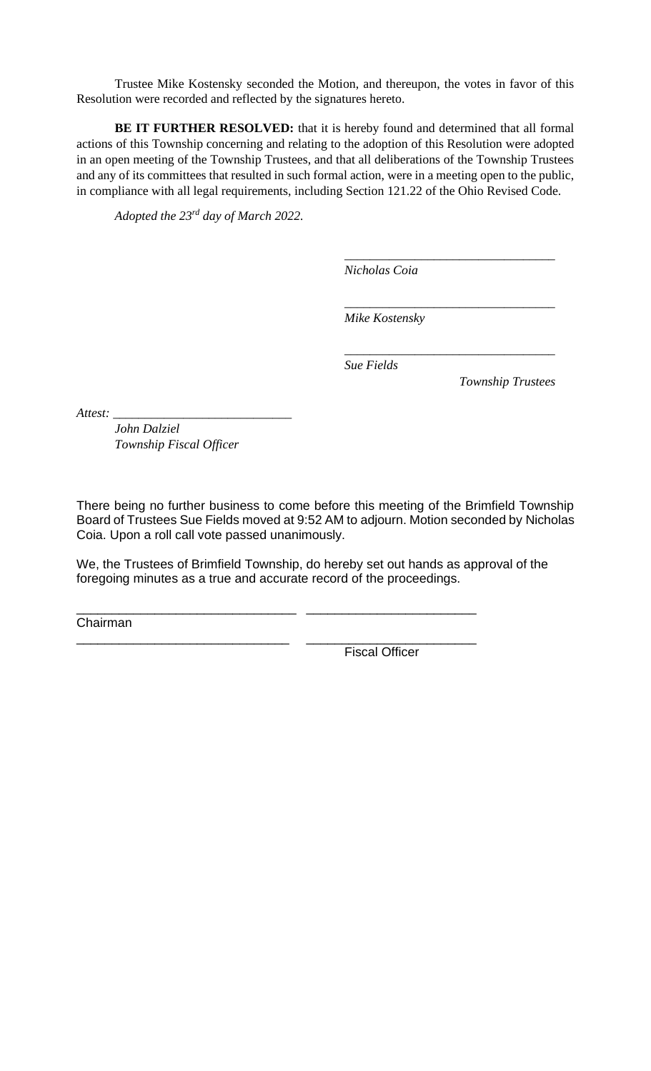Trustee Mike Kostensky seconded the Motion, and thereupon, the votes in favor of this Resolution were recorded and reflected by the signatures hereto.

**BE IT FURTHER RESOLVED:** that it is hereby found and determined that all formal actions of this Township concerning and relating to the adoption of this Resolution were adopted in an open meeting of the Township Trustees, and that all deliberations of the Township Trustees and any of its committees that resulted in such formal action, were in a meeting open to the public, in compliance with all legal requirements, including Section 121.22 of the Ohio Revised Code.

*Adopted the 23rd day of March 2022.*

\_\_\_\_\_\_\_\_\_\_\_\_\_\_\_\_\_\_\_\_\_\_\_\_\_\_\_\_\_\_\_\_
*Nicholas Coia*

\_\_\_\_\_\_\_\_\_\_\_\_\_\_\_\_\_\_\_\_\_\_\_\_\_\_\_\_\_\_\_\_
*Mike Kostensky*

\_\_\_\_\_\_\_\_\_\_\_\_\_\_\_\_\_\_\_\_\_\_\_\_\_\_\_\_\_\_\_\_
*Sue Fields*

*Township Trustees*

*Attest:* \_\_\_\_\_\_\_\_\_\_\_\_\_\_\_\_\_\_\_\_\_\_\_\_\_\_\_\_
*John Dalziel*
*Township Fiscal Officer*

There being no further business to come before this meeting of the Brimfield Township Board of Trustees Sue Fields moved at 9:52 AM to adjourn. Motion seconded by Nicholas Coia. Upon a roll call vote passed unanimously.

We, the Trustees of Brimfield Township, do hereby set out hands as approval of the foregoing minutes as a true and accurate record of the proceedings.

\_\_\_\_\_\_\_\_\_\_\_\_\_\_\_\_\_\_\_\_\_\_\_\_\_\_\_\_\_\_\_\_ \_\_\_\_\_\_\_\_\_\_\_\_\_\_\_\_\_\_\_\_\_\_\_\_\_\_\_\_\_\_\_\_
Chairman

\_\_\_\_\_\_\_\_\_\_\_\_\_\_\_\_\_\_\_\_\_\_\_\_\_\_\_\_\_\_\_\_ \_\_\_\_\_\_\_\_\_\_\_\_\_\_\_\_\_\_\_\_\_\_\_\_\_\_\_\_\_\_\_\_
Fiscal Officer